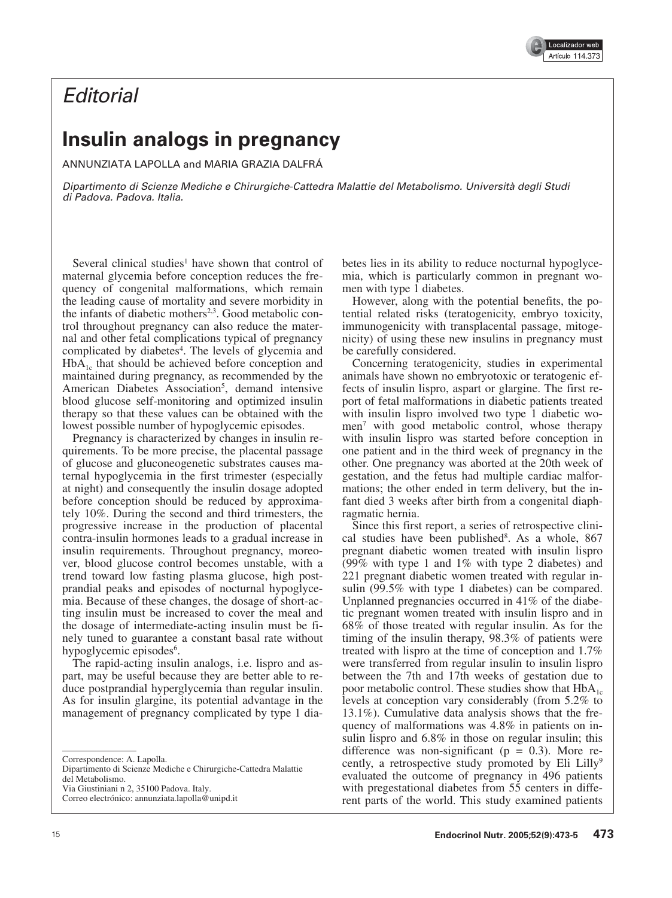# Editorial

# Insulin analogs in pregnancy

ANNUNZIATA LAPOLLA and MARIA GRAZIA DALFRÁ

*Dipartimento di Scienze Mediche e Chirurgiche-Cattedra Malattie del Metabolismo. Università degli Studi di Padova. Padova. Italia.*

Several clinical studies[1] have shown that control of maternal glycemia before conception reduces the frequency of congenital malformations, which remain the leading cause of mortality and severe morbidity in the infants of diabetic mothers[2,3]. Good metabolic control throughout pregnancy can also reduce the maternal and other fetal complications typical of pregnancy complicated by diabetes[4]. The levels of glycemia and $HbA_{1c}$ that should be achieved before conception and maintained during pregnancy, as recommended by the American Diabetes Association[5], demand intensive blood glucose self-monitoring and optimized insulin therapy so that these values can be obtained with the lowest possible number of hypoglycemic episodes.

Pregnancy is characterized by changes in insulin requirements. To be more precise, the placental passage of glucose and gluconeogenetic substrates causes maternal hypoglycemia in the first trimester (especially at night) and consequently the insulin dosage adopted before conception should be reduced by approximately 10%. During the second and third trimesters, the progressive increase in the production of placental contra-insulin hormones leads to a gradual increase in insulin requirements. Throughout pregnancy, moreover, blood glucose control becomes unstable, with a trend toward low fasting plasma glucose, high postprandial peaks and episodes of nocturnal hypoglycemia. Because of these changes, the dosage of short-acting insulin must be increased to cover the meal and the dosage of intermediate-acting insulin must be finely tuned to guarantee a constant basal rate without hypoglycemic episodes[6].

The rapid-acting insulin analogs, i.e. lispro and aspart, may be useful because they are better able to reduce postprandial hyperglycemia than regular insulin. As for insulin glargine, its potential advantage in the management of pregnancy complicated by type 1 diabetes lies in its ability to reduce nocturnal hypoglycemia, which is particularly common in pregnant women with type 1 diabetes.

However, along with the potential benefits, the potential related risks (teratogenicity, embryo toxicity, immunogenicity with transplacental passage, mitogenicity) of using these new insulins in pregnancy must be carefully considered.

Concerning teratogenicity, studies in experimental animals have shown no embryotoxic or teratogenic effects of insulin lispro, aspart or glargine. The first report of fetal malformations in diabetic patients treated with insulin lispro involved two type 1 diabetic women[7] with good metabolic control, whose therapy with insulin lispro was started before conception in one patient and in the third week of pregnancy in the other. One pregnancy was aborted at the 20th week of gestation, and the fetus had multiple cardiac malformations; the other ended in term delivery, but the infant died 3 weeks after birth from a congenital diaphragmatic hernia.

Since this first report, a series of retrospective clinical studies have been published[8]. As a whole, 867 pregnant diabetic women treated with insulin lispro (99% with type 1 and 1% with type 2 diabetes) and 221 pregnant diabetic women treated with regular insulin (99.5% with type 1 diabetes) can be compared. Unplanned pregnancies occurred in 41% of the diabetic pregnant women treated with insulin lispro and in 68% of those treated with regular insulin. As for the timing of the insulin therapy, 98.3% of patients were treated with lispro at the time of conception and 1.7% were transferred from regular insulin to insulin lispro between the 7th and 17th weeks of gestation due to poor metabolic control. These studies show that $HbA_{1c}$ levels at conception vary considerably (from 5.2% to 13.1%). Cumulative data analysis shows that the frequency of malformations was 4.8% in patients on insulin lispro and 6.8% in those on regular insulin; this difference was non-significant ($p = 0.3$). More recently, a retrospective study promoted by Eli Lilly[9] evaluated the outcome of pregnancy in 496 patients with pregestational diabetes from 55 centers in different parts of the world. This study examined patients

Correspondence: A. Lapolla.
Dipartimento di Scienze Mediche e Chirurgiche-Cattedra Malattie del Metabolismo.
Via Giustiniani n 2, 35100 Padova. Italy.
Correo electrónico: annunziata.lapolla@unipd.it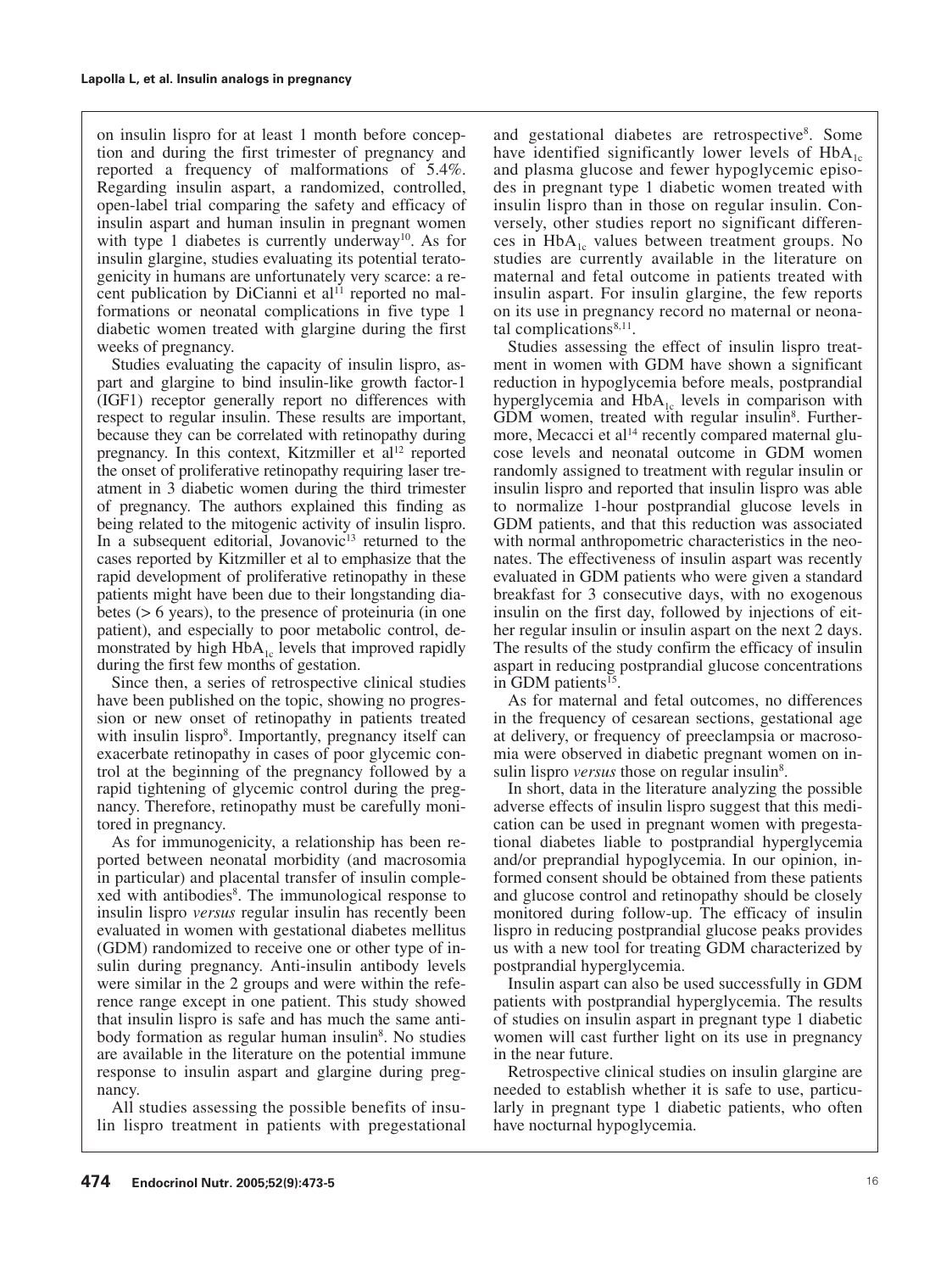on insulin lispro for at least 1 month before conception and during the first trimester of pregnancy and reported a frequency of malformations of 5.4%. Regarding insulin aspart, a randomized, controlled, open-label trial comparing the safety and efficacy of insulin aspart and human insulin in pregnant women with type 1 diabetes is currently underway[10]. As for insulin glargine, studies evaluating its potential teratogenicity in humans are unfortunately very scarce: a recent publication by DiCianni et al[11] reported no malformations or neonatal complications in five type 1 diabetic women treated with glargine during the first weeks of pregnancy.

Studies evaluating the capacity of insulin lispro, aspart and glargine to bind insulin-like growth factor-1 (IGF1) receptor generally report no differences with respect to regular insulin. These results are important, because they can be correlated with retinopathy during pregnancy. In this context, Kitzmiller et al[12] reported the onset of proliferative retinopathy requiring laser treatment in 3 diabetic women during the third trimester of pregnancy. The authors explained this finding as being related to the mitogenic activity of insulin lispro. In a subsequent editorial, Jovanovic[13] returned to the cases reported by Kitzmiller et al to emphasize that the rapid development of proliferative retinopathy in these patients might have been due to their longstanding diabetes (> 6 years), to the presence of proteinuria (in one patient), and especially to poor metabolic control, demonstrated by high $HbA_{1c}$ levels that improved rapidly during the first few months of gestation.

Since then, a series of retrospective clinical studies have been published on the topic, showing no progression or new onset of retinopathy in patients treated with insulin lispro[8]. Importantly, pregnancy itself can exacerbate retinopathy in cases of poor glycemic control at the beginning of the pregnancy followed by a rapid tightening of glycemic control during the pregnancy. Therefore, retinopathy must be carefully monitored in pregnancy.

As for immunogenicity, a relationship has been reported between neonatal morbidity (and macrosomia in particular) and placental transfer of insulin complexed with antibodies[8]. The immunological response to insulin lispro *versus* regular insulin has recently been evaluated in women with gestational diabetes mellitus (GDM) randomized to receive one or other type of insulin during pregnancy. Anti-insulin antibody levels were similar in the 2 groups and were within the reference range except in one patient. This study showed that insulin lispro is safe and has much the same antibody formation as regular human insulin[8]. No studies are available in the literature on the potential immune response to insulin aspart and glargine during pregnancy.

All studies assessing the possible benefits of insulin lispro treatment in patients with pregestational and gestational diabetes are retrospective[8]. Some have identified significantly lower levels of $HbA_{1c}$ and plasma glucose and fewer hypoglycemic episodes in pregnant type 1 diabetic women treated with insulin lispro than in those on regular insulin. Conversely, other studies report no significant differences in $HbA_{1c}$ values between treatment groups. No studies are currently available in the literature on maternal and fetal outcome in patients treated with insulin aspart. For insulin glargine, the few reports on its use in pregnancy record no maternal or neonatal complications[8,11].

Studies assessing the effect of insulin lispro treatment in women with GDM have shown a significant reduction in hypoglycemia before meals, postprandial hyperglycemia and $HbA_{1c}$ levels in comparison with GDM women, treated with regular insulin[8]. Furthermore, Mecacci et al[14] recently compared maternal glucose levels and neonatal outcome in GDM women randomly assigned to treatment with regular insulin or insulin lispro and reported that insulin lispro was able to normalize 1-hour postprandial glucose levels in GDM patients, and that this reduction was associated with normal anthropometric characteristics in the neonates. The effectiveness of insulin aspart was recently evaluated in GDM patients who were given a standard breakfast for 3 consecutive days, with no exogenous insulin on the first day, followed by injections of either regular insulin or insulin aspart on the next 2 days. The results of the study confirm the efficacy of insulin aspart in reducing postprandial glucose concentrations in GDM patients[15].

As for maternal and fetal outcomes, no differences in the frequency of cesarean sections, gestational age at delivery, or frequency of preeclampsia or macrosomia were observed in diabetic pregnant women on insulin lispro *versus* those on regular insulin[8].

In short, data in the literature analyzing the possible adverse effects of insulin lispro suggest that this medication can be used in pregnant women with pregestational diabetes liable to postprandial hyperglycemia and/or preprandial hypoglycemia. In our opinion, informed consent should be obtained from these patients and glucose control and retinopathy should be closely monitored during follow-up. The efficacy of insulin lispro in reducing postprandial glucose peaks provides us with a new tool for treating GDM characterized by postprandial hyperglycemia.

Insulin aspart can also be used successfully in GDM patients with postprandial hyperglycemia. The results of studies on insulin aspart in pregnant type 1 diabetic women will cast further light on its use in pregnancy in the near future.

Retrospective clinical studies on insulin glargine are needed to establish whether it is safe to use, particularly in pregnant type 1 diabetic patients, who often have nocturnal hypoglycemia.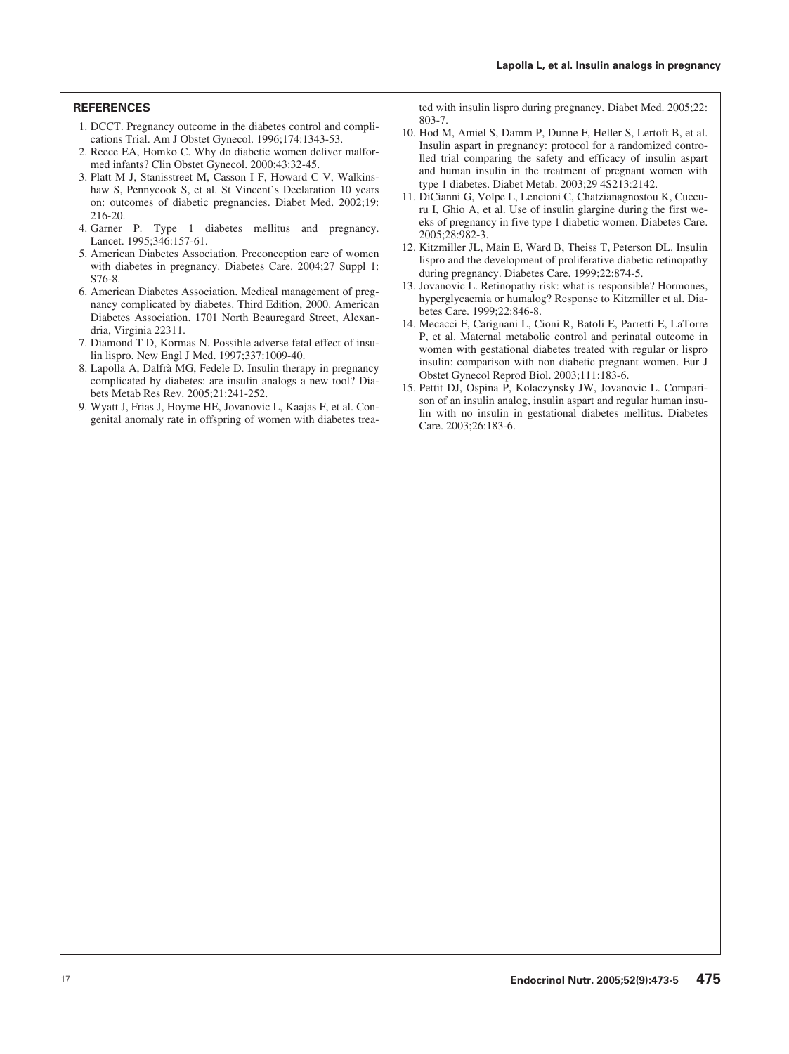## REFERENCES

1. DCCT. Pregnancy outcome in the diabetes control and complications Trial. Am J Obstet Gynecol. 1996;174:1343-53.
2. Reece EA, Homko C. Why do diabetic women deliver malformed infants? Clin Obstet Gynecol. 2000;43:32-45.
3. Platt M J, Stanisstreet M, Casson I F, Howard C V, Walkinshaw S, Pennycook S, et al. St Vincent's Declaration 10 years on: outcomes of diabetic pregnancies. Diabet Med. 2002;19: 216-20.
4. Garner P. Type 1 diabetes mellitus and pregnancy. Lancet. 1995;346:157-61.
5. American Diabetes Association. Preconception care of women with diabetes in pregnancy. Diabetes Care. 2004;27 Suppl 1: S76-8.
6. American Diabetes Association. Medical management of pregnancy complicated by diabetes. Third Edition, 2000. American Diabetes Association. 1701 North Beauregard Street, Alexandria, Virginia 22311.
7. Diamond T D, Kormas N. Possible adverse fetal effect of insulin lispro. New Engl J Med. 1997;337:1009-40.
8. Lapolla A, Dalfrà MG, Fedele D. Insulin therapy in pregnancy complicated by diabetes: are insulin analogs a new tool? Diabets Metab Res Rev. 2005;21:241-252.
9. Wyatt J, Frias J, Hoyme HE, Jovanovic L, Kaajas F, et al. Congenital anomaly rate in offspring of women with diabetes treated with insulin lispro during pregnancy. Diabet Med. 2005;22: 803-7.
10. Hod M, Amiel S, Damm P, Dunne F, Heller S, Lertoft B, et al. Insulin aspart in pregnancy: protocol for a randomized controlled trial comparing the safety and efficacy of insulin aspart and human insulin in the treatment of pregnant women with type 1 diabetes. Diabet Metab. 2003;29 4S213:2142.
11. DiCianni G, Volpe L, Lencioni C, Chatzianagnostou K, Cuccuru I, Ghio A, et al. Use of insulin glargine during the first weeks of pregnancy in five type 1 diabetic women. Diabetes Care. 2005;28:982-3.
12. Kitzmiller JL, Main E, Ward B, Theiss T, Peterson DL. Insulin lispro and the development of proliferative diabetic retinopathy during pregnancy. Diabetes Care. 1999;22:874-5.
13. Jovanovic L. Retinopathy risk: what is responsible? Hormones, hyperglycaemia or humalog? Response to Kitzmiller et al. Diabetes Care. 1999;22:846-8.
14. Mecacci F, Carignani L, Cioni R, Batoli E, Parretti E, LaTorre P, et al. Maternal metabolic control and perinatal outcome in women with gestational diabetes treated with regular or lispro insulin: comparison with non diabetic pregnant women. Eur J Obstet Gynecol Reprod Biol. 2003;111:183-6.
15. Pettit DJ, Ospina P, Kolaczynsky JW, Jovanovic L. Comparison of an insulin analog, insulin aspart and regular human insulin with no insulin in gestational diabetes mellitus. Diabetes Care. 2003;26:183-6.